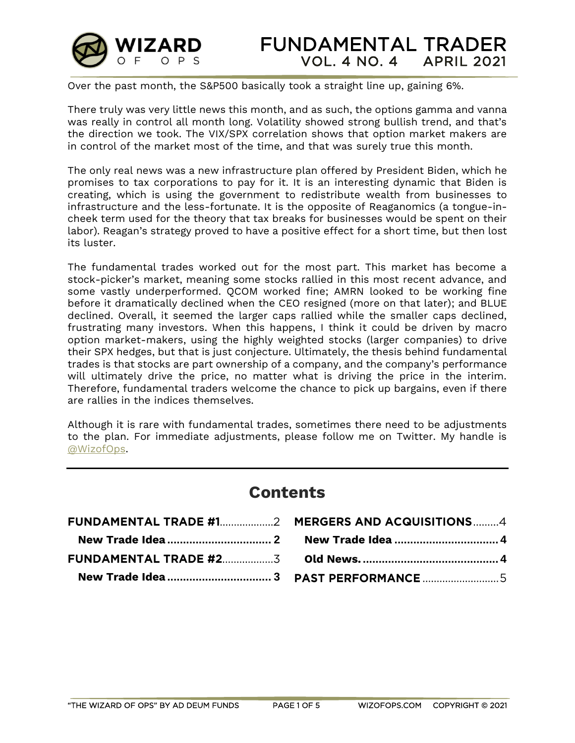# FUNDAMENTAL TRADER

VOL. 4 NO. 4 APRIL 2021

Over the past month, the S&P500 basically took a straight line up, gaining 6%.

There truly was very little news this month, and as such, the options gamma and vanna was really in control all month long. Volatility showed strong bullish trend, and that's the direction we took. The VIX/SPX correlation shows that option market makers are in control of the market most of the time, and that was surely true this month.

The only real news was a new infrastructure plan offered by President Biden, which he promises to tax corporations to pay for it. It is an interesting dynamic that Biden is creating, which is using the government to redistribute wealth from businesses to infrastructure and the less-fortunate. It is the opposite of Reaganomics (a tongue-in-cheek term used for the theory that tax breaks for businesses would be spent on their labor). Reagan's strategy proved to have a positive effect for a short time, but then lost its luster.

The fundamental trades worked out for the most part. This market has become a stock-picker's market, meaning some stocks rallied in this most recent advance, and some vastly underperformed. QCOM worked fine; AMRN looked to be working fine before it dramatically declined when the CEO resigned (more on that later); and BLUE declined. Overall, it seemed the larger caps rallied while the smaller caps declined, frustrating many investors. When this happens, I think it could be driven by macro option market-makers, using the highly weighted stocks (larger companies) to drive their SPX hedges, but that is just conjecture. Ultimately, the thesis behind fundamental trades is that stocks are part ownership of a company, and the company's performance will ultimately drive the price, no matter what is driving the price in the interim. Therefore, fundamental traders welcome the chance to pick up bargains, even if there are rallies in the indices themselves.

Although it is rare with fundamental trades, sometimes there need to be adjustments to the plan. For immediate adjustments, please follow me on Twitter. My handle is @WizofOps.

---

## Contents

- **FUNDAMENTAL TRADE #1** .................. 2
  - **New Trade Idea** .................. 2
- **FUNDAMENTAL TRADE #2** .................. 3
  - **New Trade Idea** .................. 3
- **MERGERS AND ACQUISITIONS** .................. 4
  - **New Trade Idea** .................. 4
  - **Old News.** .................. 4
- **PAST PERFORMANCE** .................. 5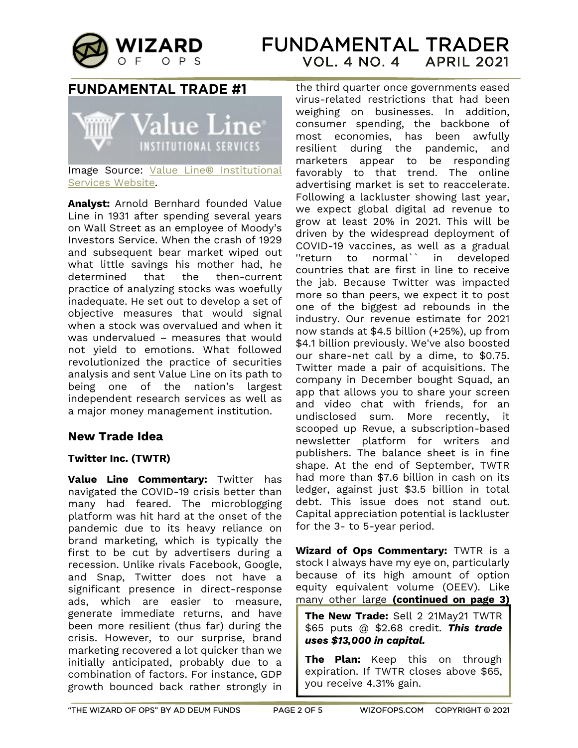## FUNDAMENTAL TRADE #1

Image Source: Value Line® Institutional Services Website.

**Analyst:** Arnold Bernhard founded Value Line in 1931 after spending several years on Wall Street as an employee of Moody's Investors Service. When the crash of 1929 and subsequent bear market wiped out what little savings his mother had, he determined that the then-current practice of analyzing stocks was woefully inadequate. He set out to develop a set of objective measures that would signal when a stock was overvalued and when it was undervalued – measures that would not yield to emotions. What followed revolutionized the practice of securities analysis and sent Value Line on its path to being one of the nation's largest independent research services as well as a major money management institution.

### New Trade Idea

**Twitter Inc. (TWTR)**

**Value Line Commentary:** Twitter has navigated the COVID-19 crisis better than many had feared. The microblogging platform was hit hard at the onset of the pandemic due to its heavy reliance on brand marketing, which is typically the first to be cut by advertisers during a recession. Unlike rivals Facebook, Google, and Snap, Twitter does not have a significant presence in direct-response ads, which are easier to measure, generate immediate returns, and have been more resilient (thus far) during the crisis. However, to our surprise, brand marketing recovered a lot quicker than we initially anticipated, probably due to a combination of factors. For instance, GDP growth bounced back rather strongly in the third quarter once governments eased virus-related restrictions that had been weighing on businesses. In addition, consumer spending, the backbone of most economies, has been awfully resilient during the pandemic, and marketers appear to be responding favorably to that trend. The online advertising market is set to reaccelerate. Following a lackluster showing last year, we expect global digital ad revenue to grow at least 20% in 2021. This will be driven by the widespread deployment of COVID-19 vaccines, as well as a gradual "return to normal`` in developed countries that are first in line to receive the jab. Because Twitter was impacted more so than peers, we expect it to post one of the biggest ad rebounds in the industry. Our revenue estimate for 2021 now stands at $4.5 billion (+25%), up from $4.1 billion previously. We've also boosted our share-net call by a dime, to $0.75. Twitter made a pair of acquisitions. The company in December bought Squad, an app that allows you to share your screen and video chat with friends, for an undisclosed sum. More recently, it scooped up Revue, a subscription-based newsletter platform for writers and publishers. The balance sheet is in fine shape. At the end of September, TWTR had more than $7.6 billion in cash on its ledger, against just $3.5 billion in total debt. This issue does not stand out. Capital appreciation potential is lackluster for the 3- to 5-year period.

**Wizard of Ops Commentary:** TWTR is a stock I always have my eye on, particularly because of its high amount of option equity equivalent volume (OEEV). Like many other large **(continued on page 3)**

**The New Trade:** Sell 2 21May21 TWTR $65 puts @ $2.68 credit. ***This trade uses $13,000 in capital.***

**The Plan:** Keep this on through expiration. If TWTR closes above $65, you receive 4.31% gain.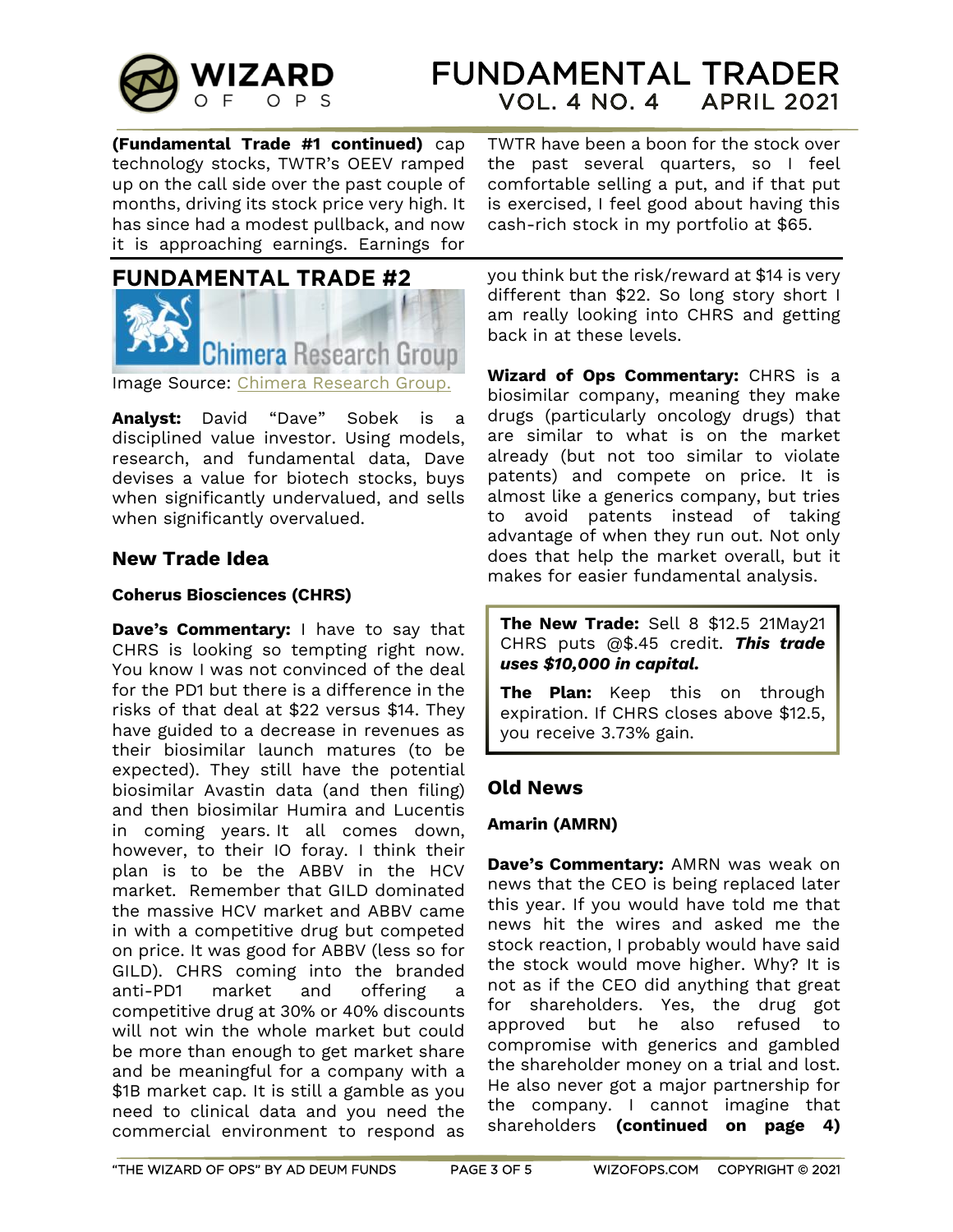**(Fundamental Trade #1 continued)** cap technology stocks, TWTR's OEEV ramped up on the call side over the past couple of months, driving its stock price very high. It has since had a modest pullback, and now it is approaching earnings. Earnings for TWTR have been a boon for the stock over the past several quarters, so I feel comfortable selling a put, and if that put is exercised, I feel good about having this cash-rich stock in my portfolio at $65.

## FUNDAMENTAL TRADE #2

Image Source: Chimera Research Group.

**Analyst:** David "Dave" Sobek is a disciplined value investor. Using models, research, and fundamental data, Dave devises a value for biotech stocks, buys when significantly undervalued, and sells when significantly overvalued.

### New Trade Idea

#### Coherus Biosciences (CHRS)

**Dave's Commentary:** I have to say that CHRS is looking so tempting right now. You know I was not convinced of the deal for the PD1 but there is a difference in the risks of that deal at $22 versus $14. They have guided to a decrease in revenues as their biosimilar launch matures (to be expected). They still have the potential biosimilar Avastin data (and then filing) and then biosimilar Humira and Lucentis in coming years. It all comes down, however, to their IO foray. I think their plan is to be the ABBV in the HCV market. Remember that GILD dominated the massive HCV market and ABBV came in with a competitive drug but competed on price. It was good for ABBV (less so for GILD). CHRS coming into the branded anti-PD1 market and offering a competitive drug at 30% or 40% discounts will not win the whole market but could be more than enough to get market share and be meaningful for a company with a $1B market cap. It is still a gamble as you need to clinical data and you need the commercial environment to respond as you think but the risk/reward at $14 is very different than $22. So long story short I am really looking into CHRS and getting back in at these levels.

**Wizard of Ops Commentary:** CHRS is a biosimilar company, meaning they make drugs (particularly oncology drugs) that are similar to what is on the market already (but not too similar to violate patents) and compete on price. It is almost like a generics company, but tries to avoid patents instead of taking advantage of when they run out. Not only does that help the market overall, but it makes for easier fundamental analysis.

> **The New Trade:** Sell 8 $12.5 21May21 CHRS puts @$.45 credit. ***This trade uses $10,000 in capital.***
>
> **The Plan:** Keep this on through expiration. If CHRS closes above $12.5, you receive 3.73% gain.

### Old News

#### Amarin (AMRN)

**Dave's Commentary:** AMRN was weak on news that the CEO is being replaced later this year. If you would have told me that news hit the wires and asked me the stock reaction, I probably would have said the stock would move higher. Why? It is not as if the CEO did anything that great for shareholders. Yes, the drug got approved but he also refused to compromise with generics and gambled the shareholder money on a trial and lost. He also never got a major partnership for the company. I cannot imagine that shareholders **(continued on page 4)**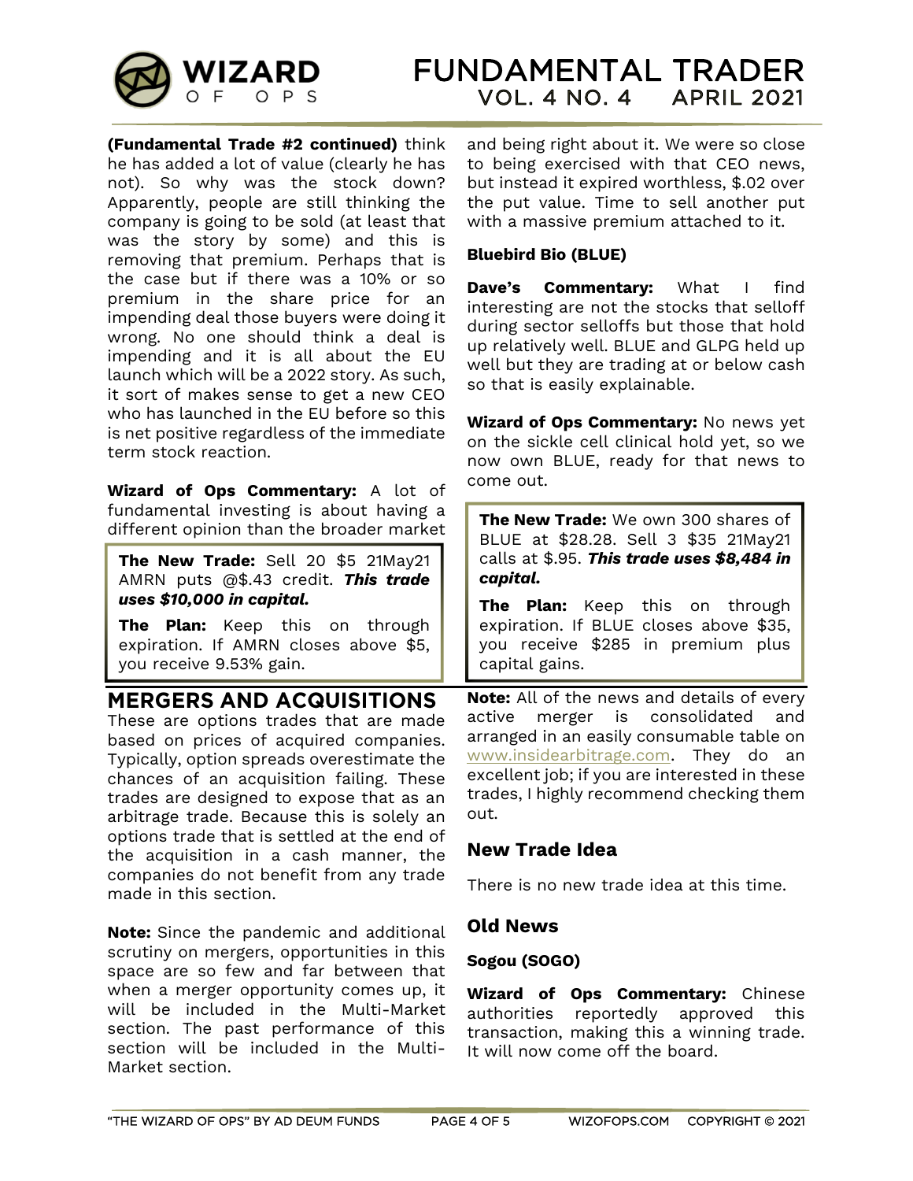**(Fundamental Trade #2 continued)** think he has added a lot of value (clearly he has not). So why was the stock down? Apparently, people are still thinking the company is going to be sold (at least that was the story by some) and this is removing that premium. Perhaps that is the case but if there was a 10% or so premium in the share price for an impending deal those buyers were doing it wrong. No one should think a deal is impending and it is all about the EU launch which will be a 2022 story. As such, it sort of makes sense to get a new CEO who has launched in the EU before so this is net positive regardless of the immediate term stock reaction.

**Wizard of Ops Commentary:** A lot of fundamental investing is about having a different opinion than the broader market and being right about it. We were so close to being exercised with that CEO news, but instead it expired worthless, $.02 over the put value. Time to sell another put with a massive premium attached to it.

> **The New Trade:** Sell 20 $5 21May21 AMRN puts @$.43 credit. ***This trade uses $10,000 in capital.***
>
> **The Plan:** Keep this on through expiration. If AMRN closes above $5, you receive 9.53% gain.

**Bluebird Bio (BLUE)**

**Dave's Commentary:** What I find interesting are not the stocks that selloff during sector selloffs but those that hold up relatively well. BLUE and GLPG held up well but they are trading at or below cash so that is easily explainable.

**Wizard of Ops Commentary:** No news yet on the sickle cell clinical hold yet, so we now own BLUE, ready for that news to come out.

> **The New Trade:** We own 300 shares of BLUE at $28.28. Sell 3 $35 21May21 calls at $.95. ***This trade uses $8,484 in capital.***
>
> **The Plan:** Keep this on through expiration. If BLUE closes above $35, you receive $285 in premium plus capital gains.

## MERGERS AND ACQUISITIONS

These are options trades that are made based on prices of acquired companies. Typically, option spreads overestimate the chances of an acquisition failing. These trades are designed to expose that as an arbitrage trade. Because this is solely an options trade that is settled at the end of the acquisition in a cash manner, the companies do not benefit from any trade made in this section.

**Note:** Since the pandemic and additional scrutiny on mergers, opportunities in this space are so few and far between that when a merger opportunity comes up, it will be included in the Multi-Market section. The past performance of this section will be included in the Multi-Market section.

**Note:** All of the news and details of every active merger is consolidated and arranged in an easily consumable table on www.insidearbitrage.com. They do an excellent job; if you are interested in these trades, I highly recommend checking them out.

### New Trade Idea

There is no new trade idea at this time.

### Old News

**Sogou (SOGO)**

**Wizard of Ops Commentary:** Chinese authorities reportedly approved this transaction, making this a winning trade. It will now come off the board.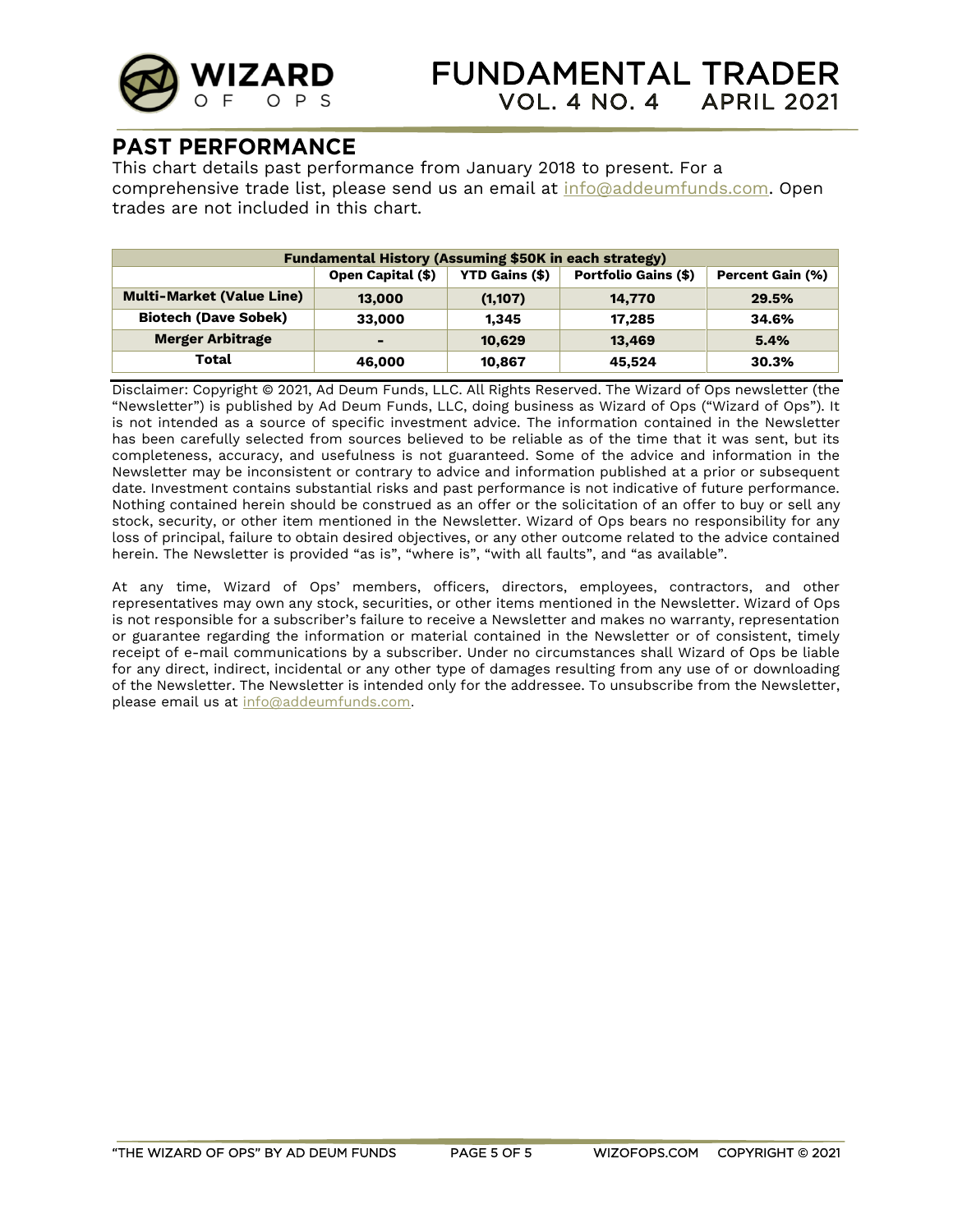## PAST PERFORMANCE

This chart details past performance from January 2018 to present. For a comprehensive trade list, please send us an email at info@addeumfunds.com. Open trades are not included in this chart.

| Fundamental History (Assuming $50K in each strategy) | | | | |
|---|---|---|---|---|
| | **Open Capital ($)** | **YTD Gains ($)** | **Portfolio Gains ($)** | **Percent Gain (%)** |
| **Multi-Market (Value Line)** | **13,000** | **(1,107)** | **14,770** | **29.5%** |
| **Biotech (Dave Sobek)** | **33,000** | **1,345** | **17,285** | **34.6%** |
| **Merger Arbitrage** | **-** | **10,629** | **13,469** | **5.4%** |
| **Total** | **46,000** | **10,867** | **45,524** | **30.3%** |

Disclaimer: Copyright © 2021, Ad Deum Funds, LLC. All Rights Reserved. The Wizard of Ops newsletter (the "Newsletter") is published by Ad Deum Funds, LLC, doing business as Wizard of Ops ("Wizard of Ops"). It is not intended as a source of specific investment advice. The information contained in the Newsletter has been carefully selected from sources believed to be reliable as of the time that it was sent, but its completeness, accuracy, and usefulness is not guaranteed. Some of the advice and information in the Newsletter may be inconsistent or contrary to advice and information published at a prior or subsequent date. Investment contains substantial risks and past performance is not indicative of future performance. Nothing contained herein should be construed as an offer or the solicitation of an offer to buy or sell any stock, security, or other item mentioned in the Newsletter. Wizard of Ops bears no responsibility for any loss of principal, failure to obtain desired objectives, or any other outcome related to the advice contained herein. The Newsletter is provided "as is", "where is", "with all faults", and "as available".

At any time, Wizard of Ops' members, officers, directors, employees, contractors, and other representatives may own any stock, securities, or other items mentioned in the Newsletter. Wizard of Ops is not responsible for a subscriber's failure to receive a Newsletter and makes no warranty, representation or guarantee regarding the information or material contained in the Newsletter or of consistent, timely receipt of e-mail communications by a subscriber. Under no circumstances shall Wizard of Ops be liable for any direct, indirect, incidental or any other type of damages resulting from any use of or downloading of the Newsletter. The Newsletter is intended only for the addressee. To unsubscribe from the Newsletter, please email us at info@addeumfunds.com.